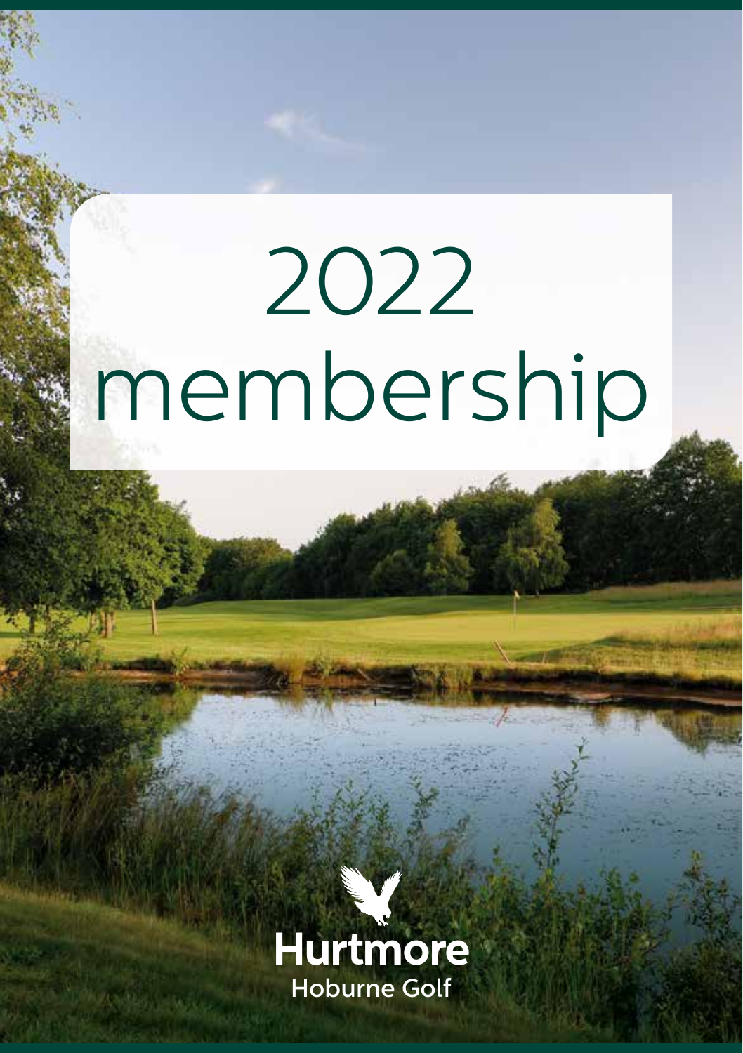# 2022 membership

Hurtmore
Hoburne Golf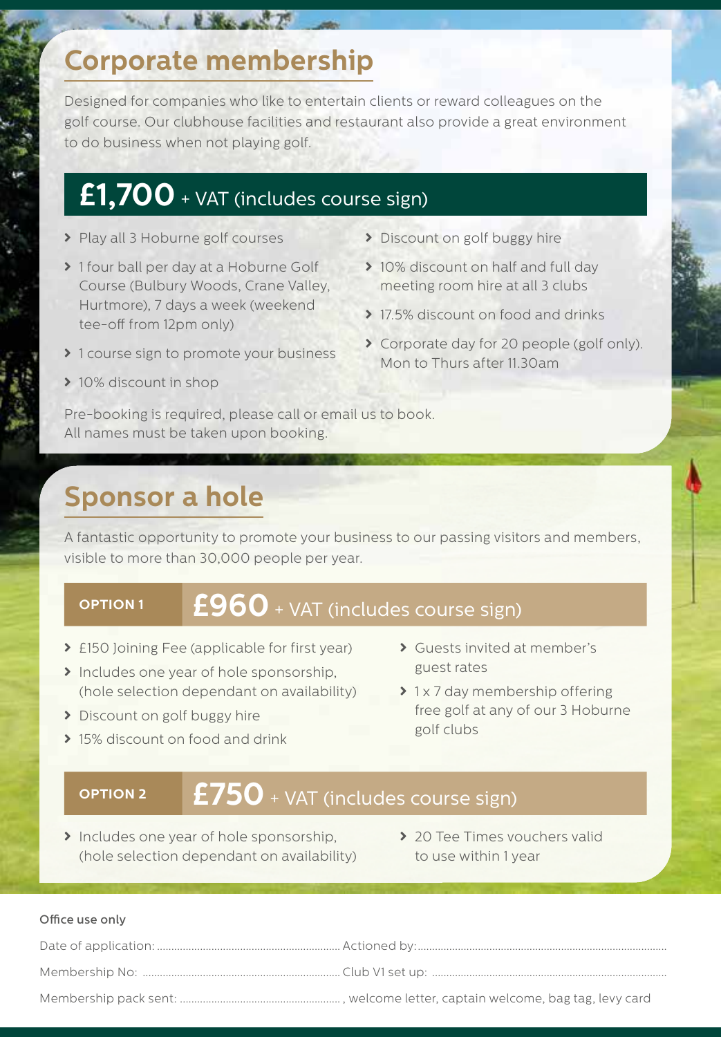## Corporate membership

Designed for companies who like to entertain clients or reward colleagues on the golf course. Our clubhouse facilities and restaurant also provide a great environment to do business when not playing golf.

### £1,700 + VAT (includes course sign)

- Play all 3 Hoburne golf courses
- 1 four ball per day at a Hoburne Golf Course (Bulbury Woods, Crane Valley, Hurtmore), 7 days a week (weekend tee-off from 12pm only)
- 1 course sign to promote your business
- 10% discount in shop
- Discount on golf buggy hire
- 10% discount on half and full day meeting room hire at all 3 clubs
- 17.5% discount on food and drinks
- Corporate day for 20 people (golf only). Mon to Thurs after 11.30am

Pre-booking is required, please call or email us to book.
All names must be taken upon booking.

## Sponsor a hole

A fantastic opportunity to promote your business to our passing visitors and members, visible to more than 30,000 people per year.

### OPTION 1 £960 + VAT (includes course sign)

- £150 Joining Fee (applicable for first year)
- Includes one year of hole sponsorship, (hole selection dependant on availability)
- Discount on golf buggy hire
- 15% discount on food and drink
- Guests invited at member's guest rates
- 1 x 7 day membership offering free golf at any of our 3 Hoburne golf clubs

### OPTION 2 £750 + VAT (includes course sign)

- Includes one year of hole sponsorship, (hole selection dependant on availability)
- 20 Tee Times vouchers valid to use within 1 year

**Office use only**

Date of application: ........................................ Actioned by: ........................................

Membership No: ........................................ Club V1 set up: ........................................

Membership pack sent: ........................................, welcome letter, captain welcome, bag tag, levy card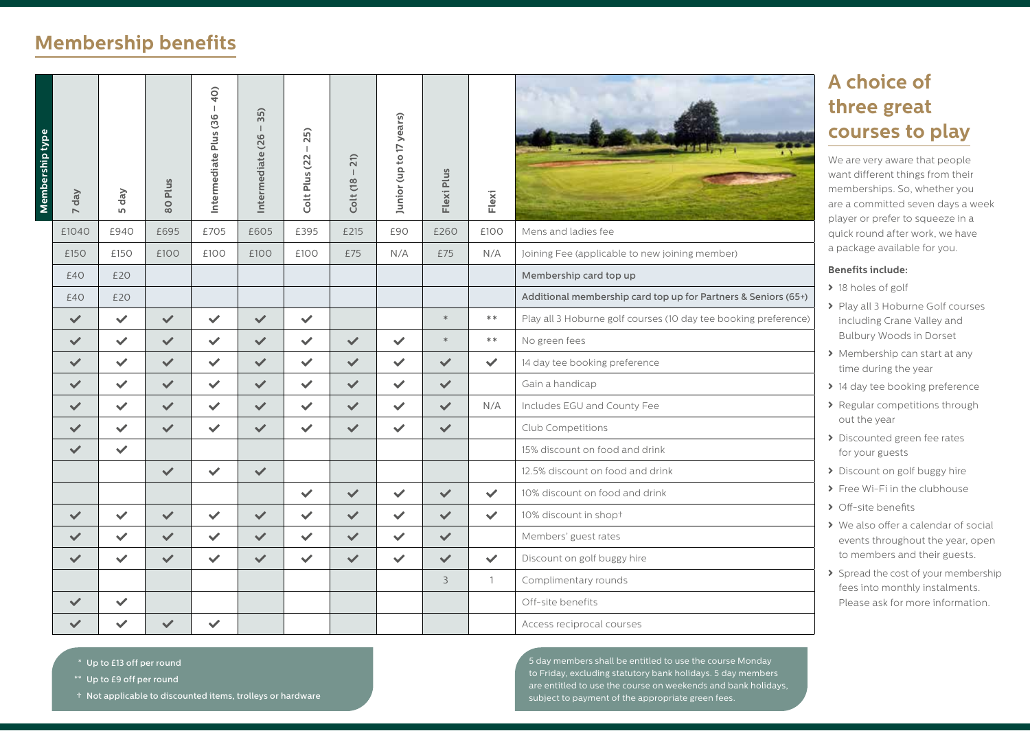## Membership benefits

| Membership type | 7 day | 5 day | 80 Plus | Intermediate Plus (36 – 40) | Intermediate (26 – 35) | Colt Plus (22 – 25) | Colt (18 – 21) | Junior (up to 17 years) | Flexi Plus | Flexi |
|---|---|---|---|---|---|---|---|---|---|---|
| Mens and ladies fee | £1040 | £940 | £695 | £705 | £605 | £395 | £215 | £90 | £260 | £100 |
| Joining Fee (applicable to new joining member) | £150 | £150 | £100 | £100 | £100 | £100 | £75 | N/A | £75 | N/A |
| **Membership card top up** | £40 | £20 | | | | | | | | |
| **Additional membership card top up for Partners & Seniors (65+)** | £40 | £20 | | | | | | | | |
| Play all 3 Hoburne golf courses (10 day tee booking preference) | ✓ | ✓ | ✓ | ✓ | ✓ | ✓ | | | * | ** |
| No green fees | ✓ | ✓ | ✓ | ✓ | ✓ | ✓ | ✓ | ✓ | * | ** |
| 14 day tee booking preference | ✓ | ✓ | ✓ | ✓ | ✓ | ✓ | ✓ | ✓ | ✓ | ✓ |
| Gain a handicap | ✓ | ✓ | ✓ | ✓ | ✓ | ✓ | ✓ | ✓ | ✓ | |
| Includes EGU and County Fee | ✓ | ✓ | ✓ | ✓ | ✓ | ✓ | ✓ | ✓ | ✓ | N/A |
| Club Competitions | ✓ | ✓ | ✓ | ✓ | ✓ | ✓ | ✓ | ✓ | ✓ | |
| 15% discount on food and drink | ✓ | ✓ | | | | | | | | |
| 12.5% discount on food and drink | | | ✓ | ✓ | ✓ | | | | | |
| 10% discount on food and drink | | | | | | ✓ | ✓ | ✓ | ✓ | ✓ |
| 10% discount in shop† | ✓ | ✓ | ✓ | ✓ | ✓ | ✓ | ✓ | ✓ | ✓ | ✓ |
| Members' guest rates | ✓ | ✓ | ✓ | ✓ | ✓ | ✓ | ✓ | ✓ | ✓ | |
| Discount on golf buggy hire | ✓ | ✓ | ✓ | ✓ | ✓ | ✓ | ✓ | ✓ | ✓ | ✓ |
| Complimentary rounds | | | | | | | | | 3 | 1 |
| Off-site benefits | ✓ | ✓ | | | | | | | | |
| Access reciprocal courses | ✓ | ✓ | ✓ | ✓ | | | | | | |

\* Up to £13 off per round

\*\* Up to £9 off per round

† Not applicable to discounted items, trolleys or hardware

5 day members shall be entitled to use the course Monday to Friday, excluding statutory bank holidays. 5 day members are entitled to use the course on weekends and bank holidays, subject to payment of the appropriate green fees.

## A choice of three great courses to play

We are very aware that people want different things from their memberships. So, whether you are a committed seven days a week player or prefer to squeeze in a quick round after work, we have a package available for you.

**Benefits include:**

- 18 holes of golf
- Play all 3 Hoburne Golf courses including Crane Valley and Bulbury Woods in Dorset
- Membership can start at any time during the year
- 14 day tee booking preference
- Regular competitions through out the year
- Discounted green fee rates for your guests
- Discount on golf buggy hire
- Free Wi-Fi in the clubhouse
- Off-site benefits
- We also offer a calendar of social events throughout the year, open to members and their guests.
- Spread the cost of your membership fees into monthly instalments. Please ask for more information.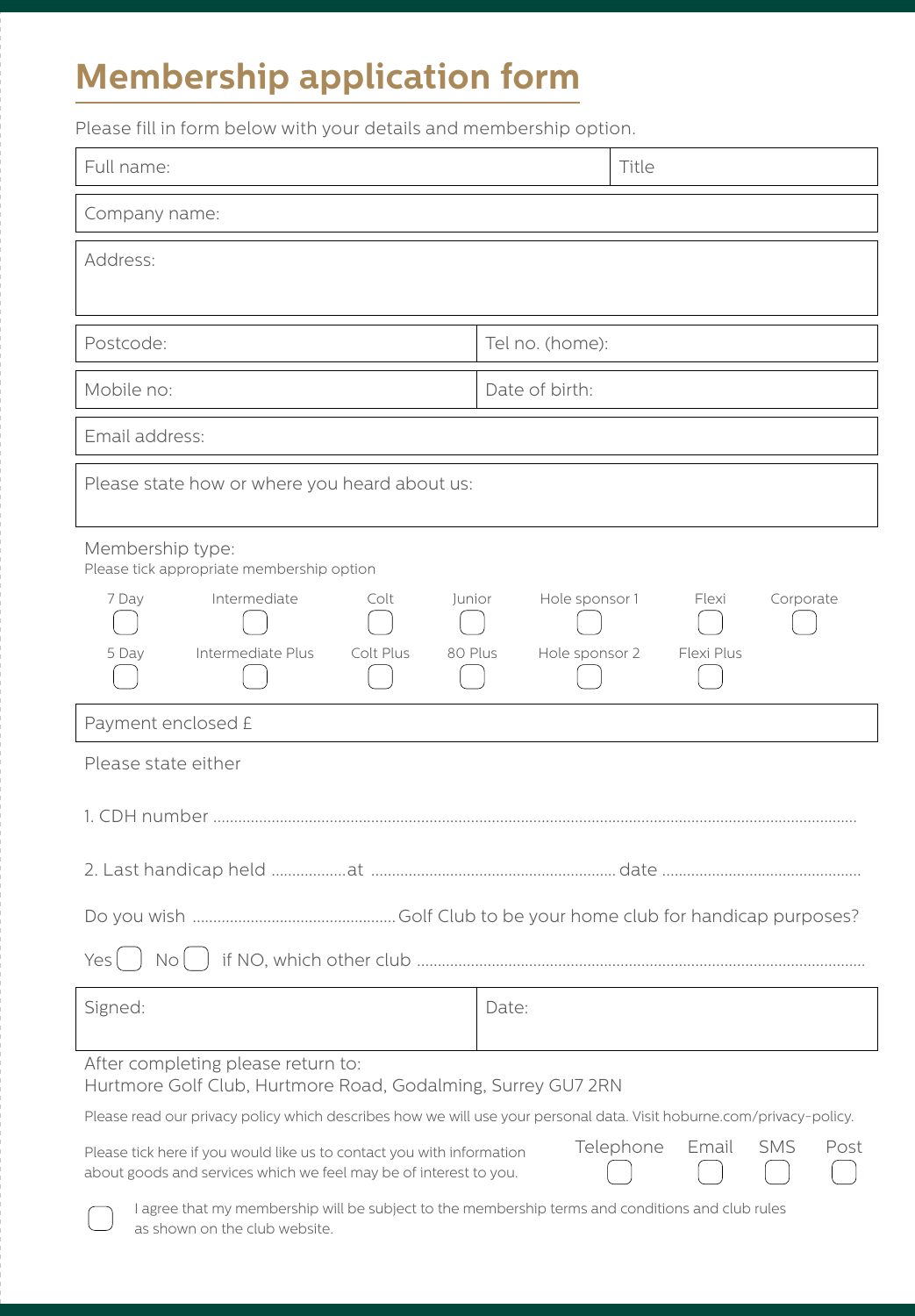# Membership application form

Please fill in form below with your details and membership option.

| Full name: | Title |
|---|---|

Company name:

Address:

| Postcode: | Tel no. (home): |
|---|---|
| Mobile no: | Date of birth: |

Email address:

Please state how or where you heard about us:

Membership type:
Please tick appropriate membership option

| 7 Day | Intermediate | Colt | Junior | Hole sponsor 1 | Flexi | Corporate |
|---|---|---|---|---|---|---|
| ☐ | ☐ | ☐ | ☐ | ☐ | ☐ | ☐ |
| 5 Day | Intermediate Plus | Colt Plus | 80 Plus | Hole sponsor 2 | Flexi Plus | |
| ☐ | ☐ | ☐ | ☐ | ☐ | ☐ | |

Payment enclosed £

Please state either

1. CDH number ........................................................................................................................................................

2. Last handicap held ..................at .......................................................... date ...............................................

Do you wish ................................................Golf Club to be your home club for handicap purposes?

Yes ☐ No ☐ if NO, which other club ..........................................................................................................

| Signed: | Date: |
|---|---|

After completing please return to:
Hurtmore Golf Club, Hurtmore Road, Godalming, Surrey GU7 2RN

Please read our privacy policy which describes how we will use your personal data. Visit hoburne.com/privacy-policy.

Please tick here if you would like us to contact you with information about goods and services which we feel may be of interest to you.

| Telephone | Email | SMS | Post |
|---|---|---|---|
| ☐ | ☐ | ☐ | ☐ |

☐ I agree that my membership will be subject to the membership terms and conditions and club rules as shown on the club website.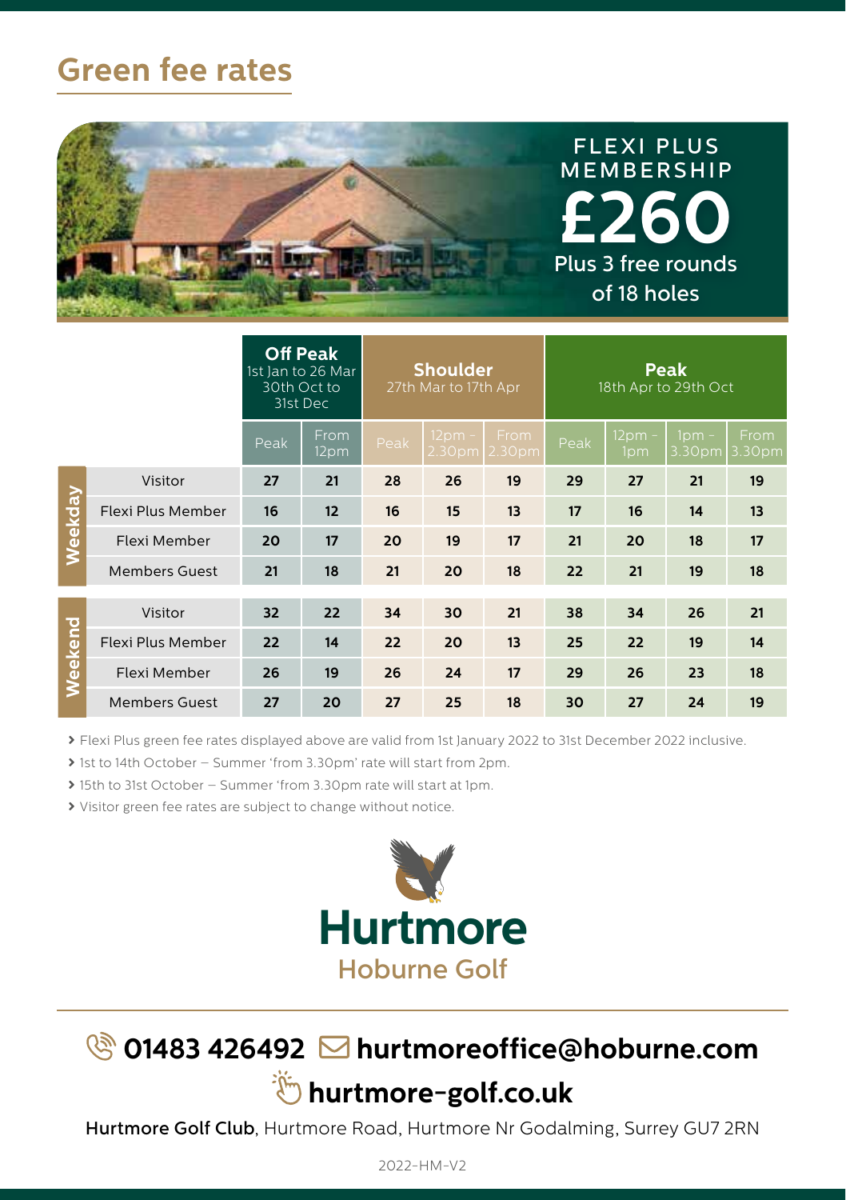# Green fee rates

FLEXI PLUS MEMBERSHIP

**£260**

Plus 3 free rounds of 18 holes

| | | Off Peak 1st Jan to 26 Mar 30th Oct to 31st Dec | | Shoulder 27th Mar to 17th Apr | | | Peak 18th Apr to 29th Oct | | | |
|---|---|---|---|---|---|---|---|---|---|---|
| | | Peak | From 12pm | Peak | 12pm - 2.30pm | From 2.30pm | Peak | 12pm - 1pm | 1pm - 3.30pm | From 3.30pm |
| Weekday | Visitor | 27 | 21 | 28 | 26 | 19 | 29 | 27 | 21 | 19 |
| Weekday | Flexi Plus Member | 16 | 12 | 16 | 15 | 13 | 17 | 16 | 14 | 13 |
| Weekday | Flexi Member | 20 | 17 | 20 | 19 | 17 | 21 | 20 | 18 | 17 |
| Weekday | Members Guest | 21 | 18 | 21 | 20 | 18 | 22 | 21 | 19 | 18 |
| Weekend | Visitor | 32 | 22 | 34 | 30 | 21 | 38 | 34 | 26 | 21 |
| Weekend | Flexi Plus Member | 22 | 14 | 22 | 20 | 13 | 25 | 22 | 19 | 14 |
| Weekend | Flexi Member | 26 | 19 | 26 | 24 | 17 | 29 | 26 | 23 | 18 |
| Weekend | Members Guest | 27 | 20 | 27 | 25 | 18 | 30 | 27 | 24 | 19 |

- Flexi Plus green fee rates displayed above are valid from 1st January 2022 to 31st December 2022 inclusive.
- 1st to 14th October – Summer 'from 3.30pm' rate will start from 2pm.
- 15th to 31st October – Summer 'from 3.30pm rate will start at 1pm.
- Visitor green fee rates are subject to change without notice.

**Hurtmore**
Hoburne Golf

**01483 426492** **hurtmoreoffice@hoburne.com**

**hurtmore-golf.co.uk**

**Hurtmore Golf Club**, Hurtmore Road, Hurtmore Nr Godalming, Surrey GU7 2RN

2022-HM-V2